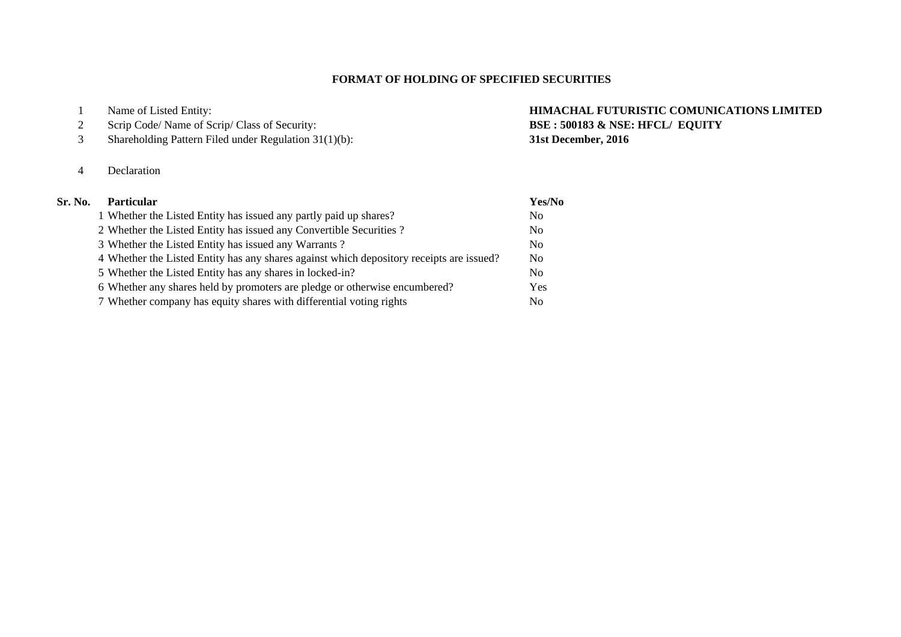# FORMAT OF HOLDING OF SPECIFIED SECURITIES

| | | |
|---|---|---|
| 1 | Name of Listed Entity: | **HIMACHAL FUTURISTIC COMUNICATIONS LIMITED** |
| 2 | Scrip Code/ Name of Scrip/ Class of Security: | **BSE : 500183 & NSE: HFCL/ EQUITY** |
| 3 | Shareholding Pattern Filed under Regulation 31(1)(b): | **31st December, 2016** |
| 4 | Declaration | |

| Sr. No. | Particular | Yes/No |
|---|---|---|
| 1 | Whether the Listed Entity has issued any partly paid up shares? | No |
| 2 | Whether the Listed Entity has issued any Convertible Securities ? | No |
| 3 | Whether the Listed Entity has issued any Warrants ? | No |
| 4 | Whether the Listed Entity has any shares against which depository receipts are issued? | No |
| 5 | Whether the Listed Entity has any shares in locked-in? | No |
| 6 | Whether any shares held by promoters are pledge or otherwise encumbered? | Yes |
| 7 | Whether company has equity shares with differential voting rights | No |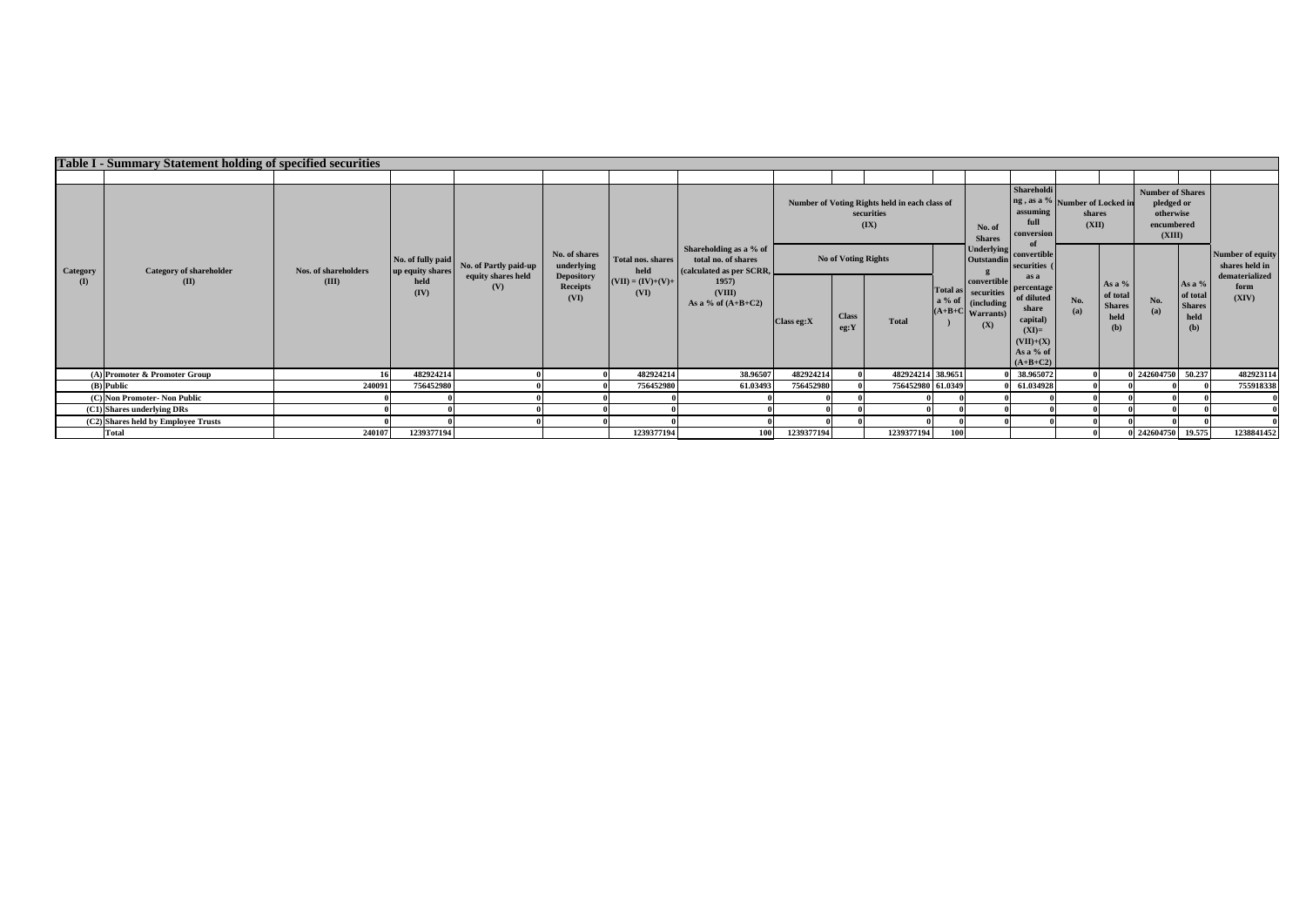## Table I - Summary Statement holding of specified securities

| Category (I) | Category of shareholder (II) | Nos. of shareholders (III) | No. of fully paid up equity shares held (IV) | No. of Partly paid-up equity shares held (V) | No. of shares underlying Depository Receipts (VI) | Total nos. shares held (VII) = (IV)+(V)+ (VI) | Shareholding as a % of total no. of shares (calculated as per SCRR, 1957) (VIII) As a % of (A+B+C2) | Number of Voting Rights held in each class of securities (IX) | | | | No. of Shares Underlying Outstanding convertible securities (including Warrants) (X) | Shareholding , as a % assuming full conversion of convertible securities ( as a percentage of diluted share capital) (XI)= (VII)+(X) As a % of (A+B+C2) | Number of Locked in shares (XII) | | Number of Shares pledged or otherwise encumbered (XIII) | | Number of equity shares held in dematerialized form (XIV) |
|---|---|---|---|---|---|---|---|---|---|---|---|---|---|---|---|---|---|---|
| | | | | | | | | No of Voting Rights | | | Total as a % of (A+B+C) | | | No. (a) | As a % of total Shares held (b) | No. (a) | As a % of total Shares held (b) | |
| | | | | | | | | Class eg:X | Class eg:Y | Total | | | | | | | | |
| (A) | Promoter & Promoter Group | 16 | 482924214 | 0 | 0 | 482924214 | 38.96507 | 482924214 | 0 | 482924214 | 38.9651 | 0 | 38.965072 | 0 | 0 | 242604750 | 50.237 | 482923114 |
| (B) | Public | 240091 | 756452980 | 0 | 0 | 756452980 | 61.03493 | 756452980 | 0 | 756452980 | 61.0349 | 0 | 61.034928 | 0 | 0 | 0 | 0 | 755918338 |
| (C) | Non Promoter- Non Public | 0 | 0 | 0 | 0 | 0 | 0 | 0 | 0 | 0 | 0 | 0 | 0 | 0 | 0 | 0 | 0 | 0 |
| (C1) | Shares underlying DRs | 0 | 0 | 0 | 0 | 0 | 0 | 0 | 0 | 0 | 0 | 0 | 0 | 0 | 0 | 0 | 0 | 0 |
| (C2) | Shares held by Employee Trusts | 0 | 0 | 0 | 0 | 0 | 0 | 0 | 0 | 0 | 0 | 0 | 0 | 0 | 0 | 0 | 0 | 0 |
| | Total | 240107 | 1239377194 | | | 1239377194 | 100 | 1239377194 | | 1239377194 | 100 | | | 0 | 0 | 242604750 | 19.575 | 1238841452 |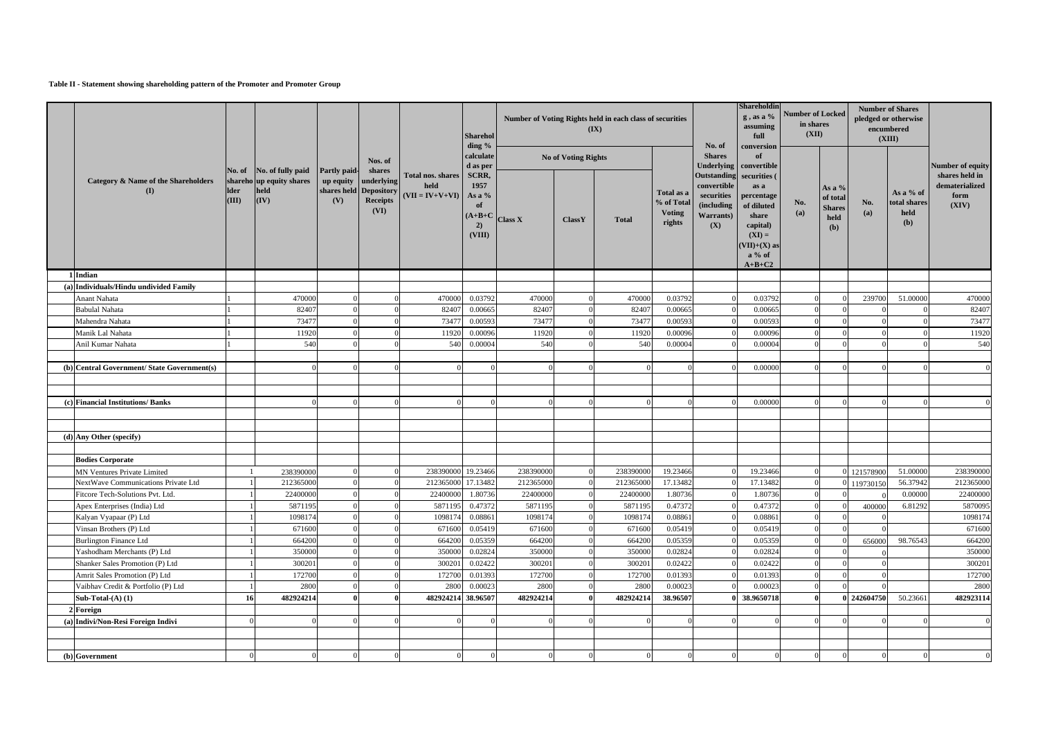**Table II - Statement showing shareholding pattern of the Promoter and Promoter Group**

| | Category & Name of the Shareholders (I) | No. of shareholder (III) | No. of fully paid up equity shares held (IV) | Partly paid-up equity shares held (V) | Nos. of shares underlying Depository Receipts (VI) | Total nos. shares held (VII = IV+V+VI) | Shareholding % calculated as per SCRR, 1957 As a % of (A+B+C2) (VIII) | Number of Voting Rights held in each class of securities (IX) | | | | No. of Shares Underlying Outstanding convertible securities (including Warrants) (X) | Shareholding , as a % assuming full conversion of convertible securities ( as a percentage of diluted share capital) (XI) = (VII)+(X) as a % of A+B+C2 | Number of Locked in shares (XII) | | Number of Shares pledged or otherwise encumbered (XIII) | | Number of equity shares held in dematerialized form (XIV) |
|---|---|---|---|---|---|---|---|---|---|---|---|---|---|---|---|---|---|---|
| | | | | | | | | No of Voting Rights | | | Total as a % of Total Voting rights | | | No. (a) | As a % of total Shares held (b) | No. (a) | As a % of total shares held (b) | |
| | | | | | | | | Class X | ClassY | Total | | | | | | | | |
| 1 | Indian | | | | | | | | | | | | | | | | | |
| (a) | Individuals/Hindu undivided Family | | | | | | | | | | | | | | | | | |
| | Anant Nahata | 1 | 470000 | 0 | 0 | 470000 | 0.03792 | 470000 | 0 | 470000 | 0.03792 | 0 | 0.03792 | 0 | 0 | 239700 | 51.00000 | 470000 |
| | Babulal Nahata | 1 | 82407 | 0 | 0 | 82407 | 0.00665 | 82407 | 0 | 82407 | 0.00665 | 0 | 0.00665 | 0 | 0 | 0 | 0 | 82407 |
| | Mahendra Nahata | 1 | 73477 | 0 | 0 | 73477 | 0.00593 | 73477 | 0 | 73477 | 0.00593 | 0 | 0.00593 | 0 | 0 | 0 | 0 | 73477 |
| | Manik Lal Nahata | 1 | 11920 | 0 | 0 | 11920 | 0.00096 | 11920 | 0 | 11920 | 0.00096 | 0 | 0.00096 | 0 | 0 | 0 | 0 | 11920 |
| | Anil Kumar Nahata | 1 | 540 | 0 | 0 | 540 | 0.00004 | 540 | 0 | 540 | 0.00004 | 0 | 0.00004 | 0 | 0 | 0 | 0 | 540 |
| (b) | Central Government/ State Government(s) | | 0 | 0 | 0 | 0 | 0 | 0 | 0 | 0 | 0 | 0 | 0.00000 | 0 | 0 | 0 | 0 | 0 |
| (c) | Financial Institutions/ Banks | | 0 | 0 | 0 | 0 | 0 | 0 | 0 | 0 | 0 | 0 | 0.00000 | 0 | 0 | 0 | 0 | 0 |
| (d) | Any Other (specify) | | | | | | | | | | | | | | | | | |
| | Bodies Corporate | | | | | | | | | | | | | | | | | |
| | MN Ventures Private Limited | 1 | 238390000 | 0 | 0 | 238390000 | 19.23466 | 238390000 | 0 | 238390000 | 19.23466 | 0 | 19.23466 | 0 | 0 | 121578900 | 51.00000 | 238390000 |
| | NextWave Communications Private Ltd | 1 | 212365000 | 0 | 0 | 212365000 | 17.13482 | 212365000 | 0 | 212365000 | 17.13482 | 0 | 17.13482 | 0 | 0 | 119730150 | 56.37942 | 212365000 |
| | Fitcore Tech-Solutions Pvt. Ltd. | 1 | 22400000 | 0 | 0 | 22400000 | 1.80736 | 22400000 | 0 | 22400000 | 1.80736 | 0 | 1.80736 | 0 | 0 | 0 | 0.00000 | 22400000 |
| | Apex Enterprises (India) Ltd | 1 | 5871195 | 0 | 0 | 5871195 | 0.47372 | 5871195 | 0 | 5871195 | 0.47372 | 0 | 0.47372 | 0 | 0 | 400000 | 6.81292 | 5870095 |
| | Kalyan Vyapaar (P) Ltd | 1 | 1098174 | 0 | 0 | 1098174 | 0.08861 | 1098174 | 0 | 1098174 | 0.08861 | 0 | 0.08861 | 0 | 0 | 0 | | 1098174 |
| | Vinsan Brothers (P) Ltd | 1 | 671600 | 0 | 0 | 671600 | 0.05419 | 671600 | 0 | 671600 | 0.05419 | 0 | 0.05419 | 0 | 0 | 0 | | 671600 |
| | Burlington Finance Ltd | 1 | 664200 | 0 | 0 | 664200 | 0.05359 | 664200 | 0 | 664200 | 0.05359 | 0 | 0.05359 | 0 | 0 | 656000 | 98.76543 | 664200 |
| | Yashodham Merchants (P) Ltd | 1 | 350000 | 0 | 0 | 350000 | 0.02824 | 350000 | 0 | 350000 | 0.02824 | 0 | 0.02824 | 0 | 0 | 0 | | 350000 |
| | Shanker Sales Promotion (P) Ltd | 1 | 300201 | 0 | 0 | 300201 | 0.02422 | 300201 | 0 | 300201 | 0.02422 | 0 | 0.02422 | 0 | 0 | 0 | | 300201 |
| | Amrit Sales Promotion (P) Ltd | 1 | 172700 | 0 | 0 | 172700 | 0.01393 | 172700 | 0 | 172700 | 0.01393 | 0 | 0.01393 | 0 | 0 | 0 | | 172700 |
| | Vaibhav Credit & Portfolio (P) Ltd | 1 | 2800 | 0 | 0 | 2800 | 0.00023 | 2800 | 0 | 2800 | 0.00023 | 0 | 0.00023 | 0 | 0 | 0 | | 2800 |
| | **Sub-Total-(A) (1)** | **16** | **482924214** | **0** | **0** | **482924214** | **38.96507** | **482924214** | **0** | **482924214** | **38.96507** | **0** | **38.9650718** | **0** | **0** | **242604750** | 50.23661 | **482923114** |
| 2 | Foreign | | | | | | | | | | | | | | | | | |
| (a) | Indivi/Non-Resi Foreign Indivi | 0 | 0 | 0 | 0 | 0 | 0 | 0 | 0 | 0 | 0 | 0 | 0 | 0 | 0 | 0 | 0 | 0 |
| (b) | Government | 0 | 0 | 0 | 0 | 0 | 0 | 0 | 0 | 0 | 0 | 0 | 0 | 0 | 0 | 0 | 0 | 0 |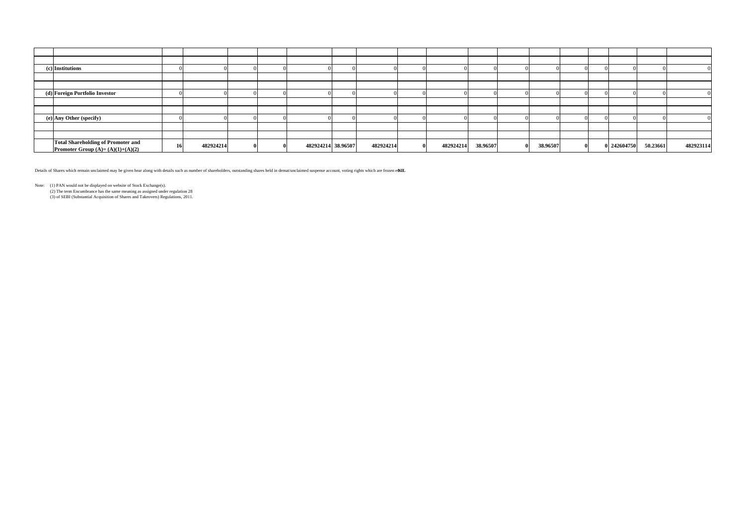| | | | | | | | | | | | | | | | | | | |
|---|---|---|---|---|---|---|---|---|---|---|---|---|---|---|---|---|---|---|
| | | | | | | | | | | | | | | | | | | |
| | | | | | | | | | | | | | | | | | | |
| (c) | **Institutions** | 0 | 0 | 0 | 0 | 0 | 0 | 0 | 0 | 0 | 0 | 0 | 0 | 0 | 0 | 0 | 0 | 0 |
| | | | | | | | | | | | | | | | | | | |
| | | | | | | | | | | | | | | | | | | |
| (d) | **Foreign Portfolio Investor** | 0 | 0 | 0 | 0 | 0 | 0 | 0 | 0 | 0 | 0 | 0 | 0 | 0 | 0 | 0 | 0 | 0 |
| | | | | | | | | | | | | | | | | | | |
| | | | | | | | | | | | | | | | | | | |
| (e) | **Any Other (specify)** | 0 | 0 | 0 | 0 | 0 | 0 | 0 | 0 | 0 | 0 | 0 | 0 | 0 | 0 | 0 | 0 | 0 |
| | | | | | | | | | | | | | | | | | | |
| | | | | | | | | | | | | | | | | | | |
| | **Total Shareholding of Promoter and Promoter Group (A)= (A)(1)+(A)(2)** | **16** | **482924214** | **0** | **0** | **482924214** | **38.96507** | **482924214** | **0** | **482924214** | **38.96507** | **0** | **38.96507** | **0** | **0** | **242604750** | **50.23661** | **482923114** |

Details of Shares which remain unclaimed may be given hear along with details such as number of shareholders, outstanding shares held in demat/unclaimed suspense account, voting rights which are frozen etc. **NIL**

Note: (1) PAN would not be displayed on website of Stock Exchange(s).

(2) The term Encumbrance has the same meaning as assigned under regulation 28

(3) of SEBI (Substantial Acquisition of Shares and Takeovers) Regulations, 2011.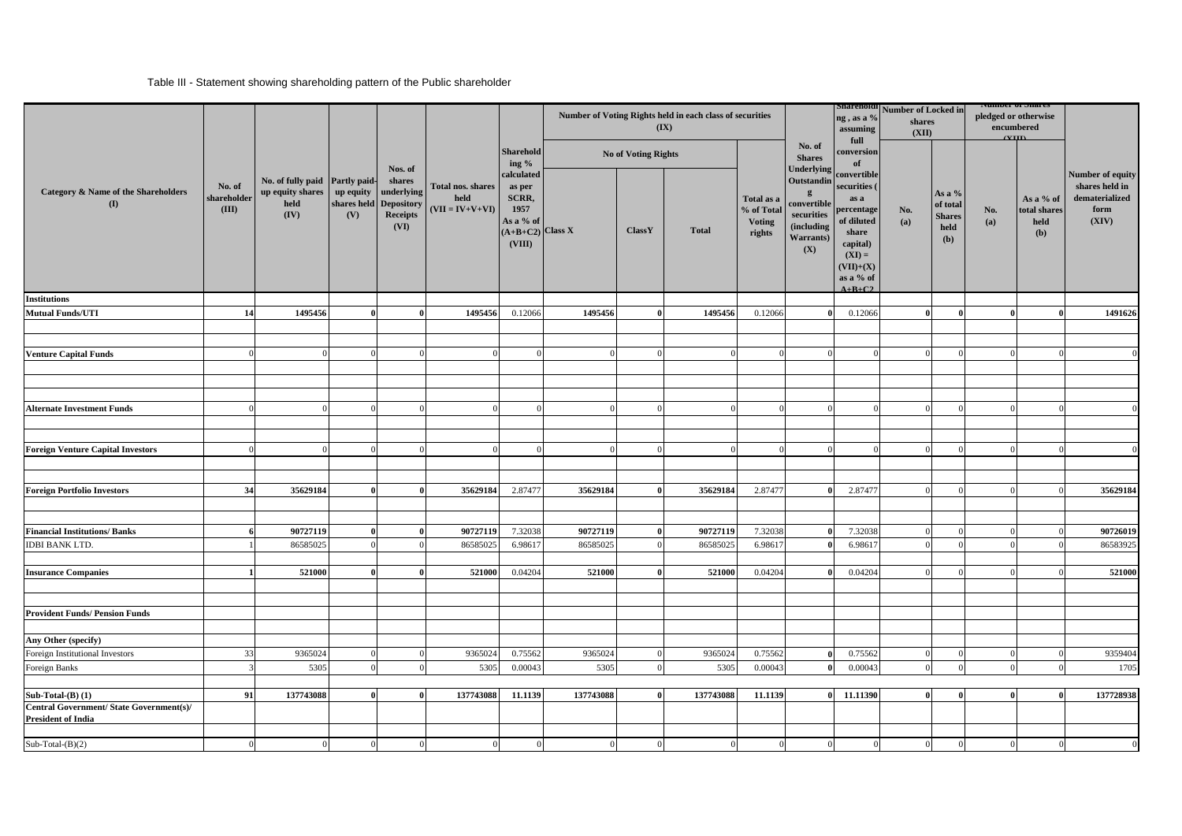Table III - Statement showing shareholding pattern of the Public shareholder

| Category & Name of the Shareholders (I) | No. of shareholder (III) | No. of fully paid up equity shares held (IV) | Partly paid-up equity shares held (V) | Nos. of shares underlying Depository Receipts (VI) | Total nos. shares held (VII = IV+V+VI) | Shareholding % calculated as per SCRR, 1957 As a % of (A+B+C2) (VIII) | Number of Voting Rights held in each class of securities (IX) | | | | No. of Shares Underlying Outstanding convertible securities (including Warrants) (X) | Shareholding , as a % assuming full conversion of convertible securities ( as a percentage of diluted share capital) (XI) = (VII)+(X) as a % of A+B+C2 | Number of Locked in shares (XII) | | Number of Shares pledged or otherwise encumbered (XIII) | | Number of equity shares held in dematerialized form (XIV) |
|---|---|---|---|---|---|---|---|---|---|---|---|---|---|---|---|---|---|
| | | | | | | | No of Voting Rights | | | Total as a % of Total Voting rights | | | No. (a) | As a % of total Shares held (b) | No. (a) | As a % of total shares held (b) | |
| | | | | | | | Class X | ClassY | Total | | | | | | | | |
| **Institutions** | | | | | | | | | | | | | | | | | |
| **Mutual Funds/UTI** | **14** | **1495456** | **0** | **0** | **1495456** | 0.12066 | **1495456** | **0** | **1495456** | 0.12066 | **0** | 0.12066 | **0** | **0** | **0** | **0** | **1491626** |
| **Venture Capital Funds** | 0 | 0 | 0 | 0 | 0 | 0 | 0 | 0 | 0 | 0 | 0 | 0 | 0 | 0 | 0 | 0 | 0 |
| **Alternate Investment Funds** | 0 | 0 | 0 | 0 | 0 | 0 | 0 | 0 | 0 | 0 | 0 | 0 | 0 | 0 | 0 | 0 | 0 |
| **Foreign Venture Capital Investors** | 0 | 0 | 0 | 0 | 0 | 0 | 0 | 0 | 0 | 0 | 0 | 0 | 0 | 0 | 0 | 0 | 0 |
| **Foreign Portfolio Investors** | **34** | **35629184** | **0** | **0** | **35629184** | 2.87477 | **35629184** | **0** | **35629184** | 2.87477 | **0** | 2.87477 | 0 | 0 | 0 | 0 | **35629184** |
| **Financial Institutions/ Banks** | **6** | **90727119** | **0** | **0** | **90727119** | 7.32038 | **90727119** | **0** | **90727119** | 7.32038 | **0** | 7.32038 | 0 | 0 | 0 | 0 | **90726019** |
| IDBI BANK LTD. | 1 | 86585025 | 0 | 0 | 86585025 | 6.98617 | 86585025 | 0 | 86585025 | 6.98617 | **0** | 6.98617 | 0 | 0 | 0 | 0 | 86583925 |
| **Insurance Companies** | **1** | **521000** | **0** | **0** | **521000** | 0.04204 | **521000** | **0** | **521000** | 0.04204 | **0** | 0.04204 | 0 | 0 | 0 | 0 | **521000** |
| **Provident Funds/ Pension Funds** | | | | | | | | | | | | | | | | | |
| **Any Other (specify)** | | | | | | | | | | | | | | | | | |
| Foreign Institutional Investors | 33 | 9365024 | 0 | 0 | 9365024 | 0.75562 | 9365024 | 0 | 9365024 | 0.75562 | **0** | 0.75562 | 0 | 0 | 0 | 0 | 9359404 |
| Foreign Banks | 3 | 5305 | 0 | 0 | 5305 | 0.00043 | 5305 | 0 | 5305 | 0.00043 | **0** | 0.00043 | 0 | 0 | 0 | 0 | 1705 |
| **Sub-Total-(B) (1)** | **91** | **137743088** | **0** | **0** | **137743088** | **11.1139** | **137743088** | **0** | **137743088** | **11.1139** | **0** | **11.11390** | **0** | **0** | **0** | **0** | **137728938** |
| **Central Government/ State Government(s)/ President of India** | | | | | | | | | | | | | | | | | |
| Sub-Total-(B)(2) | 0 | 0 | 0 | 0 | 0 | 0 | 0 | 0 | 0 | 0 | 0 | 0 | 0 | 0 | 0 | 0 | 0 |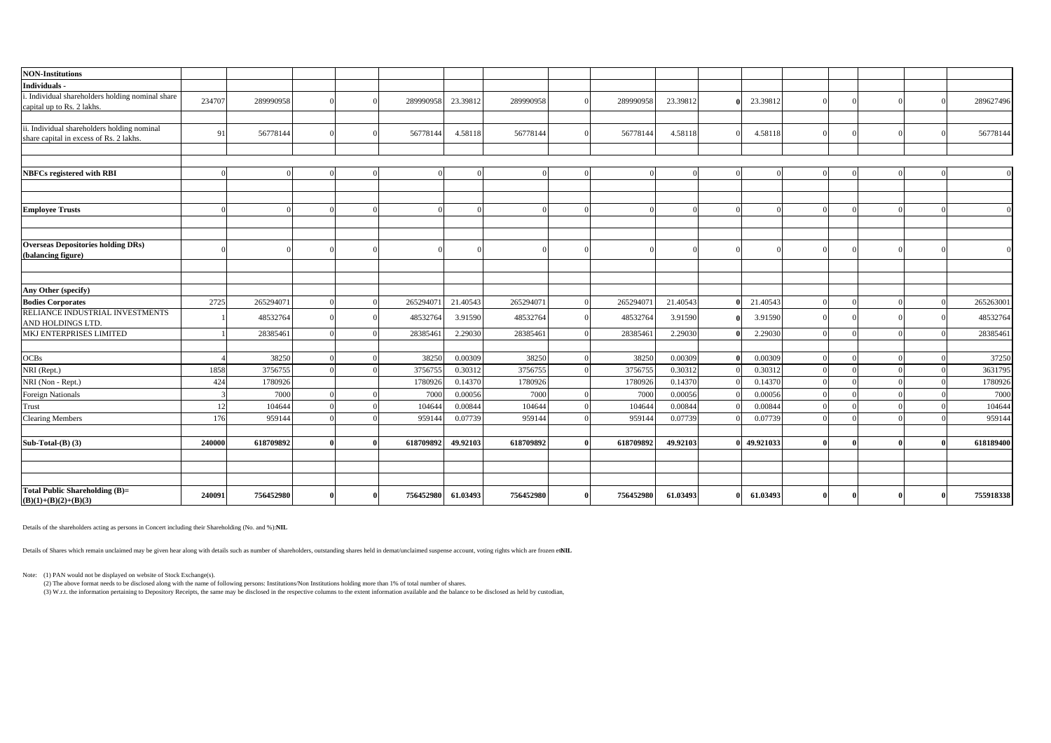| NON-Institutions | | | | | | | | | | | | | | | | | |
|---|---|---|---|---|---|---|---|---|---|---|---|---|---|---|---|---|---|
| Individuals - | | | | | | | | | | | | | | | | | |
| i. Individual shareholders holding nominal share capital up to Rs. 2 lakhs. | 234707 | 289990958 | 0 | 0 | 289990958 | 23.39812 | 289990958 | 0 | 289990958 | 23.39812 | 0 | 23.39812 | 0 | 0 | 0 | 0 | 289627496 |
| | | | | | | | | | | | | | | | | | |
| ii. Individual shareholders holding nominal share capital in excess of Rs. 2 lakhs. | 91 | 56778144 | 0 | 0 | 56778144 | 4.58118 | 56778144 | 0 | 56778144 | 4.58118 | 0 | 4.58118 | 0 | 0 | 0 | 0 | 56778144 |
| | | | | | | | | | | | | | | | | | |
| | | | | | | | | | | | | | | | | | |
| NBFCs registered with RBI | 0 | 0 | 0 | 0 | 0 | 0 | 0 | 0 | 0 | 0 | 0 | 0 | 0 | 0 | 0 | 0 | 0 |
| | | | | | | | | | | | | | | | | | |
| | | | | | | | | | | | | | | | | | |
| Employee Trusts | 0 | 0 | 0 | 0 | 0 | 0 | 0 | 0 | 0 | 0 | 0 | 0 | 0 | 0 | 0 | 0 | 0 |
| | | | | | | | | | | | | | | | | | |
| | | | | | | | | | | | | | | | | | |
| Overseas Depositories holding DRs) (balancing figure) | 0 | 0 | 0 | 0 | 0 | 0 | 0 | 0 | 0 | 0 | 0 | 0 | 0 | 0 | 0 | 0 | 0 |
| | | | | | | | | | | | | | | | | | |
| | | | | | | | | | | | | | | | | | |
| Any Other (specify) | | | | | | | | | | | | | | | | | |
| Bodies Corporates | 2725 | 265294071 | 0 | 0 | 265294071 | 21.40543 | 265294071 | 0 | 265294071 | 21.40543 | 0 | 21.40543 | 0 | 0 | 0 | 0 | 265263001 |
| RELIANCE INDUSTRIAL INVESTMENTS AND HOLDINGS LTD. | 1 | 48532764 | 0 | 0 | 48532764 | 3.91590 | 48532764 | 0 | 48532764 | 3.91590 | 0 | 3.91590 | 0 | 0 | 0 | 0 | 48532764 |
| MKJ ENTERPRISES LIMITED | 1 | 28385461 | 0 | 0 | 28385461 | 2.29030 | 28385461 | 0 | 28385461 | 2.29030 | 0 | 2.29030 | 0 | 0 | 0 | 0 | 28385461 |
| | | | | | | | | | | | | | | | | | |
| OCBs | 4 | 38250 | 0 | 0 | 38250 | 0.00309 | 38250 | 0 | 38250 | 0.00309 | 0 | 0.00309 | 0 | 0 | 0 | 0 | 37250 |
| NRI (Rept.) | 1858 | 3756755 | 0 | 0 | 3756755 | 0.30312 | 3756755 | 0 | 3756755 | 0.30312 | 0 | 0.30312 | 0 | 0 | 0 | 0 | 3631795 |
| NRI (Non - Rept.) | 424 | 1780926 | | | 1780926 | 0.14370 | 1780926 | | 1780926 | 0.14370 | 0 | 0.14370 | 0 | 0 | 0 | 0 | 1780926 |
| Foreign Nationals | 3 | 7000 | 0 | 0 | 7000 | 0.00056 | 7000 | 0 | 7000 | 0.00056 | 0 | 0.00056 | 0 | 0 | 0 | 0 | 7000 |
| Trust | 12 | 104644 | 0 | 0 | 104644 | 0.00844 | 104644 | 0 | 104644 | 0.00844 | 0 | 0.00844 | 0 | 0 | 0 | 0 | 104644 |
| Clearing Members | 176 | 959144 | 0 | 0 | 959144 | 0.07739 | 959144 | 0 | 959144 | 0.07739 | 0 | 0.07739 | 0 | 0 | 0 | 0 | 959144 |
| | | | | | | | | | | | | | | | | | |
| **Sub-Total-(B) (3)** | **240000** | **618709892** | **0** | **0** | **618709892** | **49.92103** | **618709892** | **0** | **618709892** | **49.92103** | **0** | **49.921033** | **0** | **0** | **0** | **0** | **618189400** |
| | | | | | | | | | | | | | | | | | |
| | | | | | | | | | | | | | | | | | |
| | | | | | | | | | | | | | | | | | |
| **Total Public Shareholding (B)= (B)(1)+(B)(2)+(B)(3)** | **240091** | **756452980** | **0** | **0** | **756452980** | **61.03493** | **756452980** | **0** | **756452980** | **61.03493** | **0** | **61.03493** | **0** | **0** | **0** | **0** | **755918338** |

Details of the shareholders acting as persons in Concert including their Shareholding (No. and %):**NIL**

Details of Shares which remain unclaimed may be given hear along with details such as number of shareholders, outstanding shares held in demat/unclaimed suspense account, voting rights which are frozen et**NIL**

Note: (1) PAN would not be displayed on website of Stock Exchange(s).

(2) The above format needs to be disclosed along with the name of following persons: Institutions/Non Institutions holding more than 1% of total number of shares.

(3) W.r.t. the information pertaining to Depository Receipts, the same may be disclosed in the respective columns to the extent information available and the balance to be disclosed as held by custodian,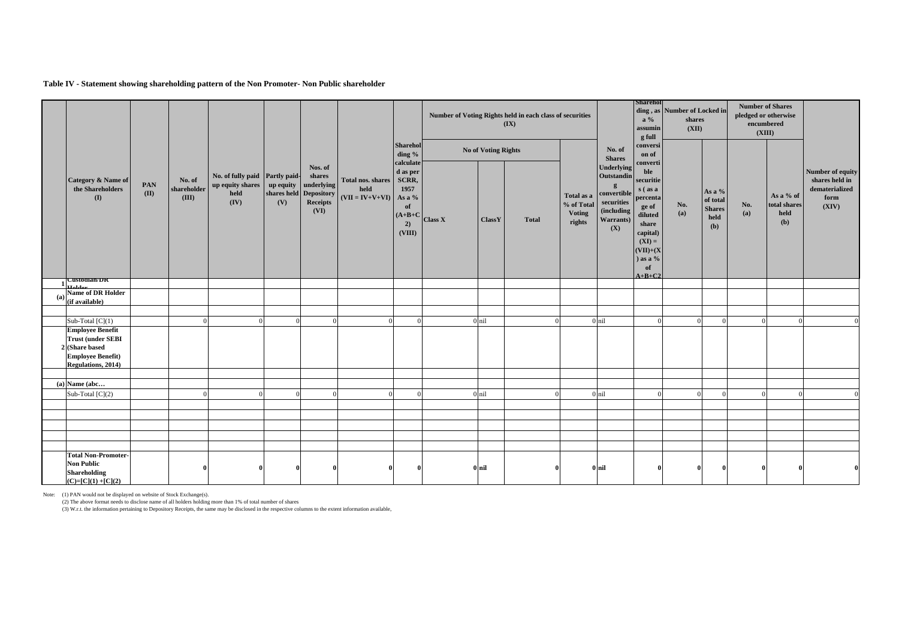**Table IV - Statement showing shareholding pattern of the Non Promoter- Non Public shareholder**

| | Category & Name of the Shareholders (I) | PAN (II) | No. of shareholder (III) | No. of fully paid up equity shares held (IV) | Partly paid-up equity shares held (V) | Nos. of shares underlying Depository Receipts (VI) | Total nos. shares held (VII = IV+V+VI) | Shareholding % calculated as per SCRR, 1957 As a % of (A+B+C2) (VIII) | Number of Voting Rights held in each class of securities (IX) | | | | No. of Shares Underlying Outstanding convertible securities (including Warrants) (X) | Shareholding , as a % assuming full conversion of convertible securities ( as a percentage of diluted share capital) (XI) = (VII)+(X) as a % of A+B+C2 | Number of Locked in shares (XII) | | Number of Shares pledged or otherwise encumbered (XIII) | | Number of equity shares held in dematerialized form (XIV) |
|---|---|---|---|---|---|---|---|---|---|---|---|---|---|---|---|---|---|---|---|
| | | | | | | | | | No of Voting Rights | | | Total as a % of Total Voting rights | | | No. (a) | As a % of total Shares held (b) | No. (a) | As a % of total shares held (b) | |
| | | | | | | | | | Class X | ClassY | Total | | | | | | | | |
| 1 | Custodian/DR Holder | | | | | | | | | | | | | | | | | | |
| (a) | Name of DR Holder (if available) | | | | | | | | | | | | | | | | | | |
| | | | | | | | | | | | | | | | | | | | |
| | Sub-Total [C](1) | | 0 | 0 | 0 | 0 | 0 | 0 | 0 | nil | 0 | 0 | nil | 0 | 0 | 0 | 0 | 0 | 0 |
| 2 | Employee Benefit Trust (under SEBI (Share based Employee Benefit) Regulations, 2014) | | | | | | | | | | | | | | | | | | |
| | | | | | | | | | | | | | | | | | | | |
| (a) | Name (abc... | | | | | | | | | | | | | | | | | | |
| | Sub-Total [C](2) | | 0 | 0 | 0 | 0 | 0 | 0 | 0 | nil | 0 | 0 | nil | 0 | 0 | 0 | 0 | 0 | 0 |
| | | | | | | | | | | | | | | | | | | | |
| | | | | | | | | | | | | | | | | | | | |
| | | | | | | | | | | | | | | | | | | | |
| | | | | | | | | | | | | | | | | | | | |
| | | | | | | | | | | | | | | | | | | | |
| | **Total Non-Promoter-Non Public Shareholding (C)=[C](1) +[C](2)** | | **0** | **0** | **0** | **0** | **0** | **0** | **0** | **nil** | **0** | **0** | **nil** | **0** | **0** | **0** | **0** | **0** | **0** |

Note: (1) PAN would not be displayed on website of Stock Exchange(s).
(2) The above format needs to disclose name of all holders holding more than 1% of total number of shares
(3) W.r.t. the information pertaining to Depository Receipts, the same may be disclosed in the respective columns to the extent information available,